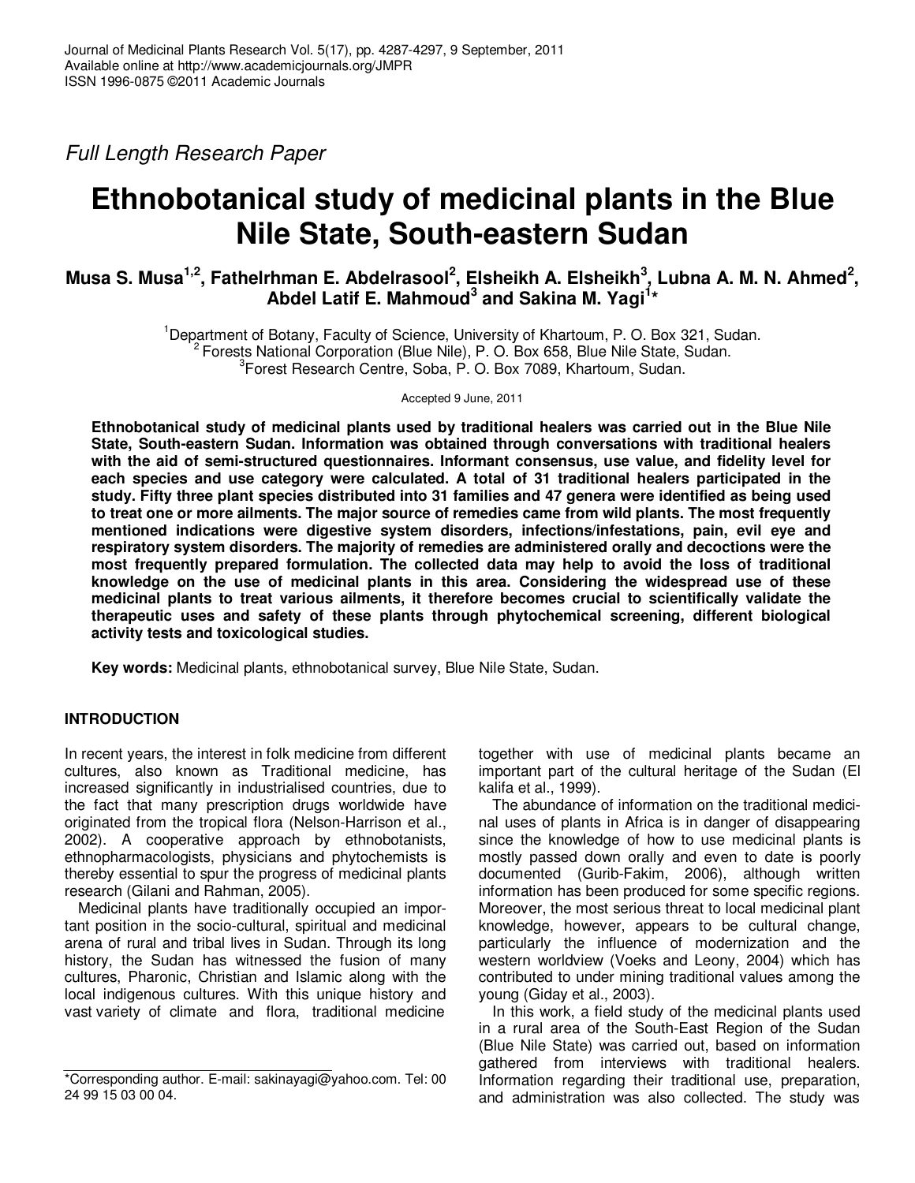*Full Length Research Paper*

# Ethnobotanical study of medicinal plants in the Blue Nile State, South-eastern Sudan

**Musa S. Musa[1,2], Fathelrhman E. Abdelrasool[2], Elsheikh A. Elsheikh[3], Lubna A. M. N. Ahmed[2], Abdel Latif E. Mahmoud[3] and Sakina M. Yagi[1]\***

[1]Department of Botany, Faculty of Science, University of Khartoum, P. O. Box 321, Sudan.
[2] Forests National Corporation (Blue Nile), P. O. Box 658, Blue Nile State, Sudan.
[3]Forest Research Centre, Soba, P. O. Box 7089, Khartoum, Sudan.

Accepted 9 June, 2011

**Ethnobotanical study of medicinal plants used by traditional healers was carried out in the Blue Nile State, South-eastern Sudan. Information was obtained through conversations with traditional healers with the aid of semi-structured questionnaires. Informant consensus, use value, and fidelity level for each species and use category were calculated. A total of 31 traditional healers participated in the study. Fifty three plant species distributed into 31 families and 47 genera were identified as being used to treat one or more ailments. The major source of remedies came from wild plants. The most frequently mentioned indications were digestive system disorders, infections/infestations, pain, evil eye and respiratory system disorders. The majority of remedies are administered orally and decoctions were the most frequently prepared formulation. The collected data may help to avoid the loss of traditional knowledge on the use of medicinal plants in this area. Considering the widespread use of these medicinal plants to treat various ailments, it therefore becomes crucial to scientifically validate the therapeutic uses and safety of these plants through phytochemical screening, different biological activity tests and toxicological studies.**

**Key words:** Medicinal plants, ethnobotanical survey, Blue Nile State, Sudan.

## INTRODUCTION

In recent years, the interest in folk medicine from different cultures, also known as Traditional medicine, has increased significantly in industrialised countries, due to the fact that many prescription drugs worldwide have originated from the tropical flora (Nelson-Harrison et al., 2002). A cooperative approach by ethnobotanists, ethnopharmacologists, physicians and phytochemists is thereby essential to spur the progress of medicinal plants research (Gilani and Rahman, 2005).

Medicinal plants have traditionally occupied an important position in the socio-cultural, spiritual and medicinal arena of rural and tribal lives in Sudan. Through its long history, the Sudan has witnessed the fusion of many cultures, Pharonic, Christian and Islamic along with the local indigenous cultures. With this unique history and vast variety of climate and flora, traditional medicine together with use of medicinal plants became an important part of the cultural heritage of the Sudan (El kalifa et al., 1999).

The abundance of information on the traditional medicinal uses of plants in Africa is in danger of disappearing since the knowledge of how to use medicinal plants is mostly passed down orally and even to date is poorly documented (Gurib-Fakim, 2006), although written information has been produced for some specific regions. Moreover, the most serious threat to local medicinal plant knowledge, however, appears to be cultural change, particularly the influence of modernization and the western worldview (Voeks and Leony, 2004) which has contributed to under mining traditional values among the young (Giday et al., 2003).

In this work, a field study of the medicinal plants used in a rural area of the South-East Region of the Sudan (Blue Nile State) was carried out, based on information gathered from interviews with traditional healers. Information regarding their traditional use, preparation, and administration was also collected. The study was

\*Corresponding author. E-mail: sakinayagi@yahoo.com. Tel: 00 24 99 15 03 00 04.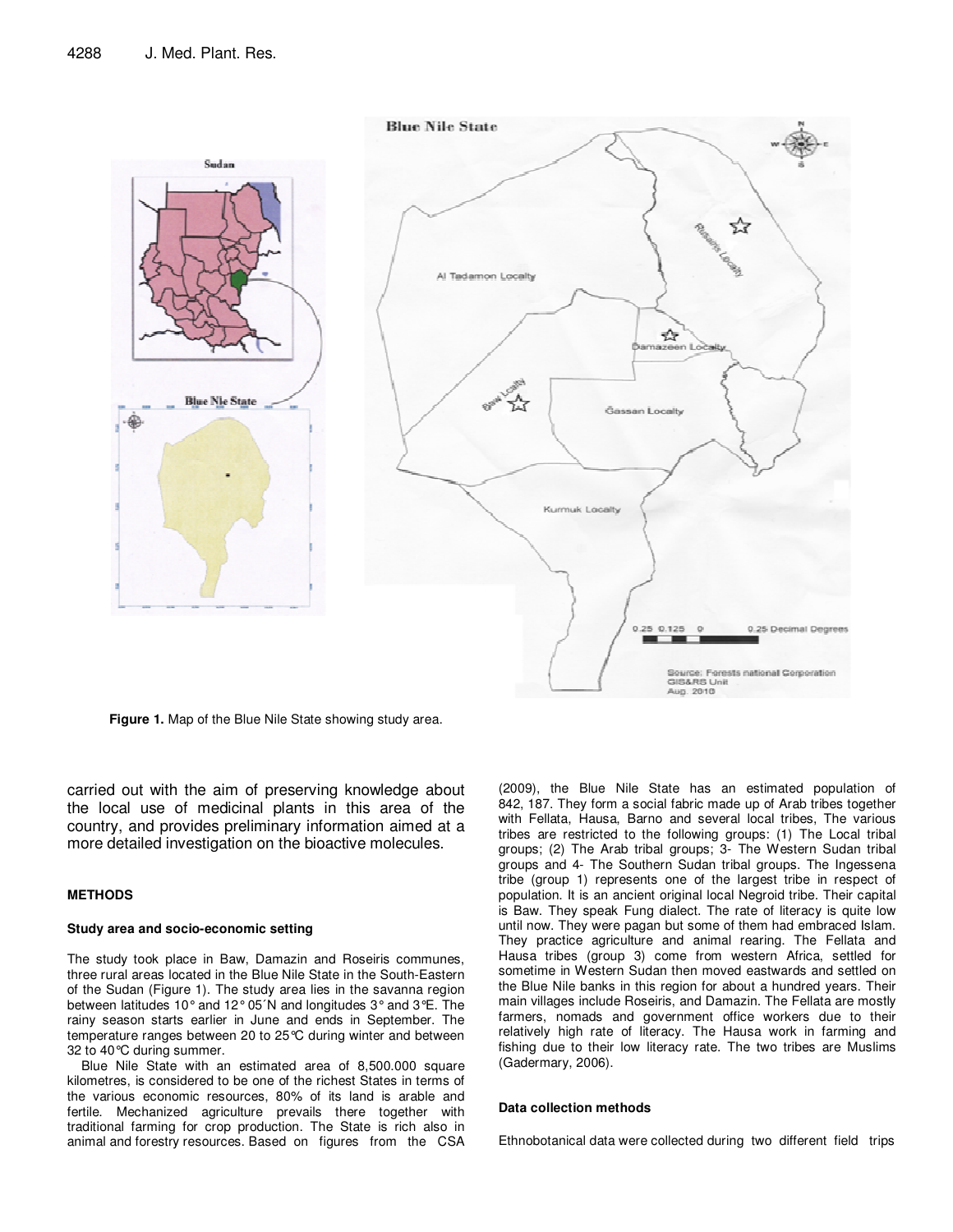**Figure 1.** Map of the Blue Nile State showing study area.

carried out with the aim of preserving knowledge about the local use of medicinal plants in this area of the country, and provides preliminary information aimed at a more detailed investigation on the bioactive molecules.

## METHODS

### Study area and socio-economic setting

The study took place in Baw, Damazin and Roseiris communes, three rural areas located in the Blue Nile State in the South-Eastern of the Sudan (Figure 1). The study area lies in the savanna region between latitudes 10° and 12° 05´N and longitudes 3° and 3°E. The rainy season starts earlier in June and ends in September. The temperature ranges between 20 to 25°C during winter and between 32 to 40°C during summer.

Blue Nile State with an estimated area of 8,500.000 square kilometres, is considered to be one of the richest States in terms of the various economic resources, 80% of its land is arable and fertile. Mechanized agriculture prevails there together with traditional farming for crop production. The State is rich also in animal and forestry resources. Based on figures from the CSA (2009), the Blue Nile State has an estimated population of 842, 187. They form a social fabric made up of Arab tribes together with Fellata, Hausa, Barno and several local tribes, The various tribes are restricted to the following groups: (1) The Local tribal groups; (2) The Arab tribal groups; 3- The Western Sudan tribal groups and 4- The Southern Sudan tribal groups. The Ingessena tribe (group 1) represents one of the largest tribe in respect of population. It is an ancient original local Negroid tribe. Their capital is Baw. They speak Fung dialect. The rate of literacy is quite low until now. They were pagan but some of them had embraced Islam. They practice agriculture and animal rearing. The Fellata and Hausa tribes (group 3) come from western Africa, settled for sometime in Western Sudan then moved eastwards and settled on the Blue Nile banks in this region for about a hundred years. Their main villages include Roseiris, and Damazin. The Fellata are mostly farmers, nomads and government office workers due to their relatively high rate of literacy. The Hausa work in farming and fishing due to their low literacy rate. The two tribes are Muslims (Gadermary, 2006).

### Data collection methods

Ethnobotanical data were collected during two different field trips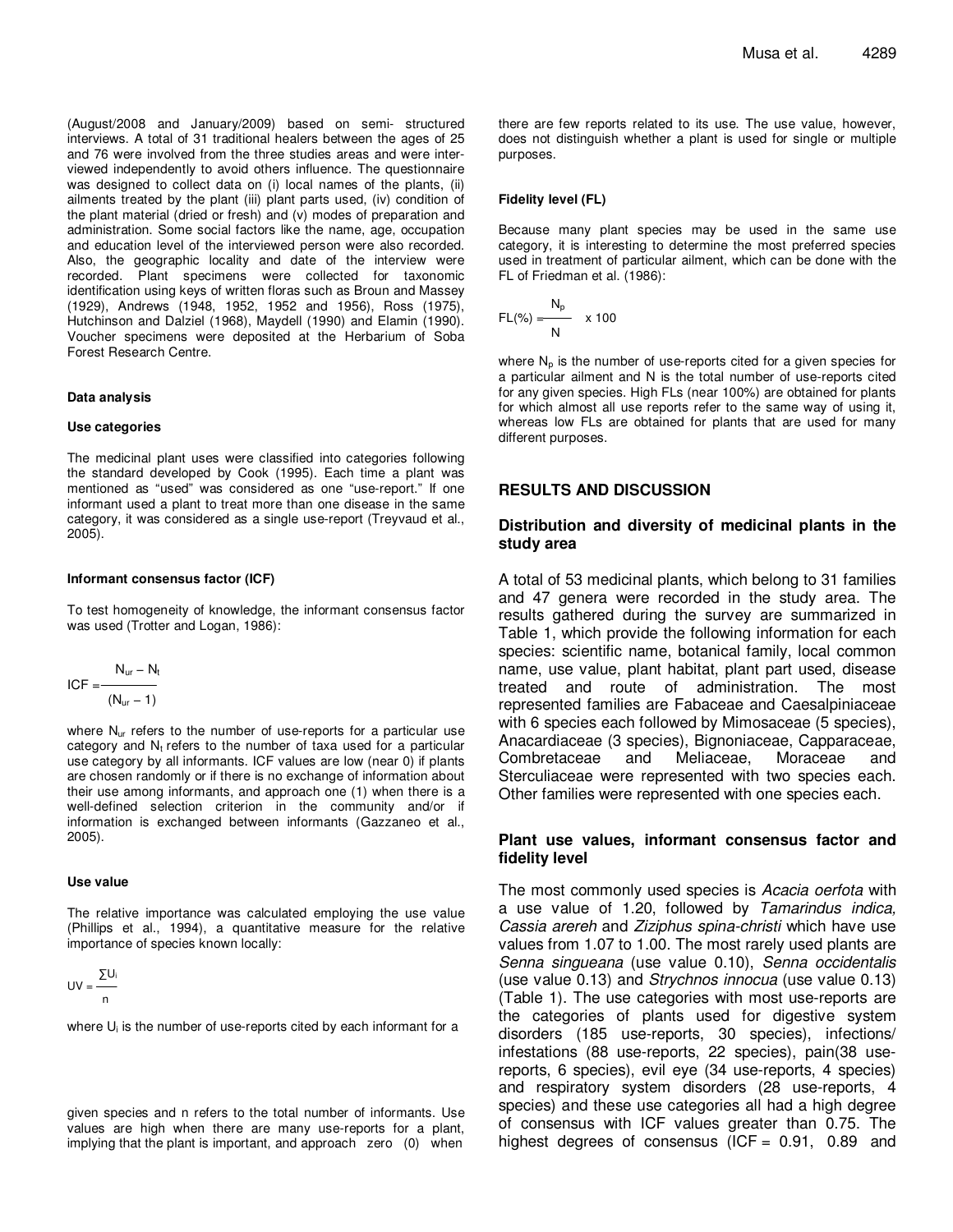(August/2008 and January/2009) based on semi- structured interviews. A total of 31 traditional healers between the ages of 25 and 76 were involved from the three studies areas and were interviewed independently to avoid others influence. The questionnaire was designed to collect data on (i) local names of the plants, (ii) ailments treated by the plant (iii) plant parts used, (iv) condition of the plant material (dried or fresh) and (v) modes of preparation and administration. Some social factors like the name, age, occupation and education level of the interviewed person were also recorded. Also, the geographic locality and date of the interview were recorded. Plant specimens were collected for taxonomic identification using keys of written floras such as Broun and Massey (1929), Andrews (1948, 1952, 1952 and 1956), Ross (1975), Hutchinson and Dalziel (1968), Maydell (1990) and Elamin (1990). Voucher specimens were deposited at the Herbarium of Soba Forest Research Centre.

#### Data analysis

#### Use categories

The medicinal plant uses were classified into categories following the standard developed by Cook (1995). Each time a plant was mentioned as "used" was considered as one "use-report." If one informant used a plant to treat more than one disease in the same category, it was considered as a single use-report (Treyvaud et al., 2005).

#### Informant consensus factor (ICF)

To test homogeneity of knowledge, the informant consensus factor was used (Trotter and Logan, 1986):

$$ICF = \frac{N_{ur} - N_t}{(N_{ur} - 1)}$$

where $N_{ur}$ refers to the number of use-reports for a particular use category and $N_t$ refers to the number of taxa used for a particular use category by all informants. ICF values are low (near 0) if plants are chosen randomly or if there is no exchange of information about their use among informants, and approach one (1) when there is a well-defined selection criterion in the community and/or if information is exchanged between informants (Gazzaneo et al., 2005).

#### Use value

The relative importance was calculated employing the use value (Phillips et al., 1994), a quantitative measure for the relative importance of species known locally:

$$UV = \frac{\sum U_i}{n}$$

where $U_i$ is the number of use-reports cited by each informant for a given species and n refers to the total number of informants. Use values are high when there are many use-reports for a plant, implying that the plant is important, and approach zero (0) when there are few reports related to its use. The use value, however, does not distinguish whether a plant is used for single or multiple purposes.

#### Fidelity level (FL)

Because many plant species may be used in the same use category, it is interesting to determine the most preferred species used in treatment of particular ailment, which can be done with the FL of Friedman et al. (1986):

$$FL(\%) = \frac{N_p}{N} \times 100$$

where $N_p$ is the number of use-reports cited for a given species for a particular ailment and N is the total number of use-reports cited for any given species. High FLs (near 100%) are obtained for plants for which almost all use reports refer to the same way of using it, whereas low FLs are obtained for plants that are used for many different purposes.

## RESULTS AND DISCUSSION

### Distribution and diversity of medicinal plants in the study area

A total of 53 medicinal plants, which belong to 31 families and 47 genera were recorded in the study area. The results gathered during the survey are summarized in Table 1, which provide the following information for each species: scientific name, botanical family, local common name, use value, plant habitat, plant part used, disease treated and route of administration. The most represented families are Fabaceae and Caesalpiniaceae with 6 species each followed by Mimosaceae (5 species), Anacardiaceae (3 species), Bignoniaceae, Capparaceae, Combretaceae and Meliaceae, Moraceae and Sterculiaceae were represented with two species each. Other families were represented with one species each.

### Plant use values, informant consensus factor and fidelity level

The most commonly used species is *Acacia oerfota* with a use value of 1.20, followed by *Tamarindus indica, Cassia arereh* and *Ziziphus spina-christi* which have use values from 1.07 to 1.00. The most rarely used plants are *Senna singueana* (use value 0.10), *Senna occidentalis* (use value 0.13) and *Strychnos innocua* (use value 0.13) (Table 1). The use categories with most use-reports are the categories of plants used for digestive system disorders (185 use-reports, 30 species), infections/ infestations (88 use-reports, 22 species), pain(38 use-reports, 6 species), evil eye (34 use-reports, 4 species) and respiratory system disorders (28 use-reports, 4 species) and these use categories all had a high degree of consensus with ICF values greater than 0.75. The highest degrees of consensus (ICF = 0.91, 0.89 and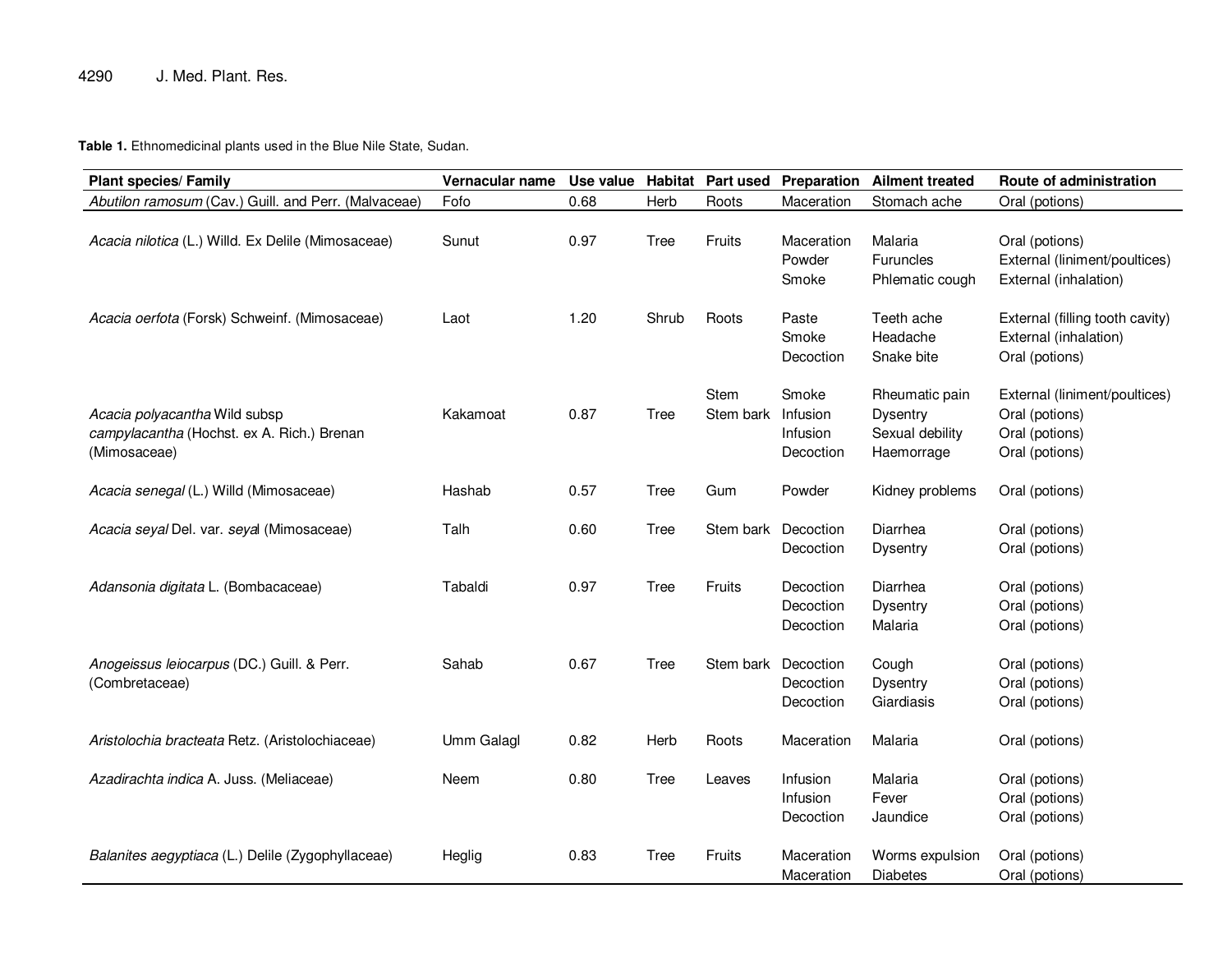**Table 1.** Ethnomedicinal plants used in the Blue Nile State, Sudan.

| Plant species/ Family | Vernacular name | Use value | Habitat | Part used | Preparation | Ailment treated | Route of administration |
|---|---|---|---|---|---|---|---|
| *Abutilon ramosum* (Cav.) Guill. and Perr. (Malvaceae) | Fofo | 0.68 | Herb | Roots | Maceration | Stomach ache | Oral (potions) |
| *Acacia nilotica* (L.) Willd. Ex Delile (Mimosaceae) | Sunut | 0.97 | Tree | Fruits | Maceration | Malaria | Oral (potions) |
| | | | | | Powder | Furuncles | External (liniment/poultices) |
| | | | | | Smoke | Phlematic cough | External (inhalation) |
| *Acacia oerfota* (Forsk) Schweinf. (Mimosaceae) | Laot | 1.20 | Shrub | Roots | Paste | Teeth ache | External (filling tooth cavity) |
| | | | | | Smoke | Headache | External (inhalation) |
| | | | | | Decoction | Snake bite | Oral (potions) |
| *Acacia polyacantha* Wild subsp *campylacantha* (Hochst. ex A. Rich.) Brenan (Mimosaceae) | Kakamoat | 0.87 | Tree | Stem | Smoke | Rheumatic pain | External (liniment/poultices) |
| | | | | Stem bark | Infusion | Dysentry | Oral (potions) |
| | | | | | Infusion | Sexual debility | Oral (potions) |
| | | | | | Decoction | Haemorrage | Oral (potions) |
| *Acacia senegal* (L.) Willd (Mimosaceae) | Hashab | 0.57 | Tree | Gum | Powder | Kidney problems | Oral (potions) |
| *Acacia seyal* Del. var. *seyal* (Mimosaceae) | Talh | 0.60 | Tree | Stem bark | Decoction | Diarrhea | Oral (potions) |
| | | | | | Decoction | Dysentry | Oral (potions) |
| *Adansonia digitata* L. (Bombacaceae) | Tabaldi | 0.97 | Tree | Fruits | Decoction | Diarrhea | Oral (potions) |
| | | | | | Decoction | Dysentry | Oral (potions) |
| | | | | | Decoction | Malaria | Oral (potions) |
| *Anogeissus leiocarpus* (DC.) Guill. & Perr. (Combretaceae) | Sahab | 0.67 | Tree | Stem bark | Decoction | Cough | Oral (potions) |
| | | | | | Decoction | Dysentry | Oral (potions) |
| | | | | | Decoction | Giardiasis | Oral (potions) |
| *Aristolochia bracteata* Retz. (Aristolochiaceae) | Umm Galagl | 0.82 | Herb | Roots | Maceration | Malaria | Oral (potions) |
| *Azadirachta indica* A. Juss. (Meliaceae) | Neem | 0.80 | Tree | Leaves | Infusion | Malaria | Oral (potions) |
| | | | | | Infusion | Fever | Oral (potions) |
| | | | | | Decoction | Jaundice | Oral (potions) |
| *Balanites aegyptiaca* (L.) Delile (Zygophyllaceae) | Heglig | 0.83 | Tree | Fruits | Maceration | Worms expulsion | Oral (potions) |
| | | | | | Maceration | Diabetes | Oral (potions) |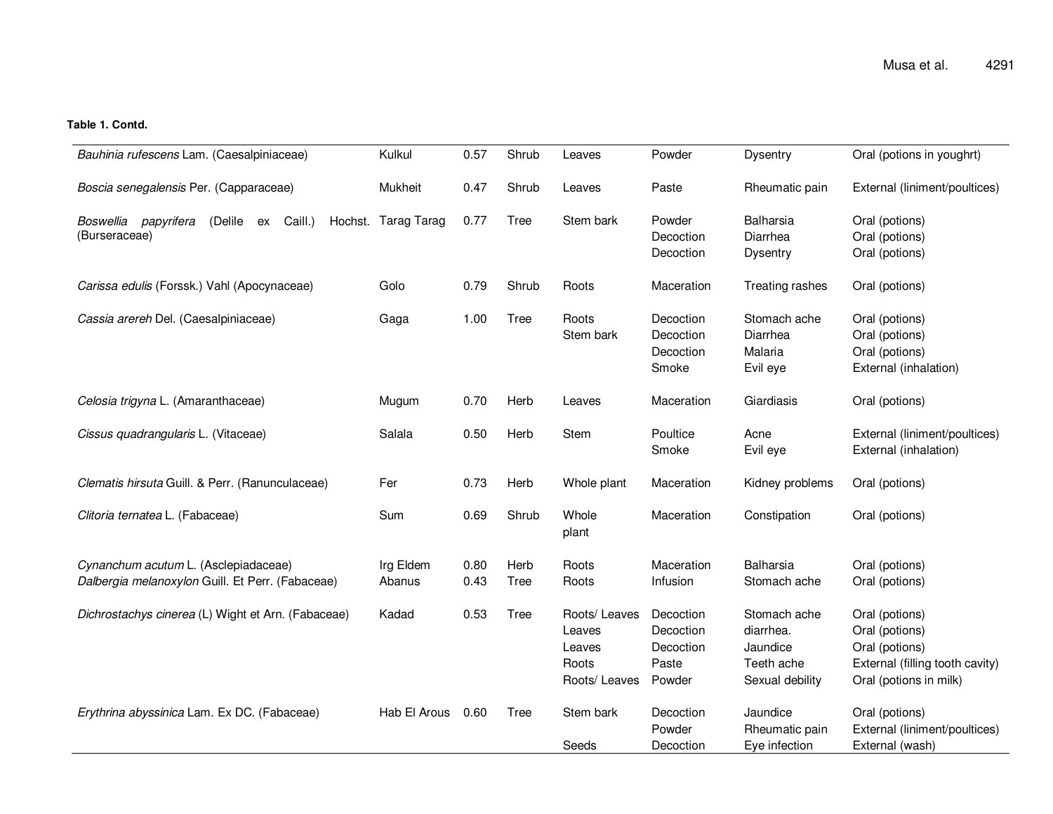**Table 1. Contd.**

| | | | | | | | |
|---|---|---|---|---|---|---|---|
| *Bauhinia rufescens* Lam. (Caesalpiniaceae) | Kulkul | 0.57 | Shrub | Leaves | Powder | Dysentry | Oral (potions in youghrt) |
| *Boscia senegalensis* Per. (Capparaceae) | Mukheit | 0.47 | Shrub | Leaves | Paste | Rheumatic pain | External (liniment/poultices) |
| *Boswellia papyrifera* (Delile ex Caill.) Hochst. (Burseraceae) | Tarag Tarag | 0.77 | Tree | Stem bark | Powder | Balharsia | Oral (potions) |
| | | | | | Decoction | Diarrhea | Oral (potions) |
| | | | | | Decoction | Dysentry | Oral (potions) |
| *Carissa edulis* (Forssk.) Vahl (Apocynaceae) | Golo | 0.79 | Shrub | Roots | Maceration | Treating rashes | Oral (potions) |
| *Cassia arereh* Del. (Caesalpiniaceae) | Gaga | 1.00 | Tree | Roots | Decoction | Stomach ache | Oral (potions) |
| | | | | Stem bark | Decoction | Diarrhea | Oral (potions) |
| | | | | | Decoction | Malaria | Oral (potions) |
| | | | | | Smoke | Evil eye | External (inhalation) |
| *Celosia trigyna* L. (Amaranthaceae) | Mugum | 0.70 | Herb | Leaves | Maceration | Giardiasis | Oral (potions) |
| *Cissus quadrangularis* L. (Vitaceae) | Salala | 0.50 | Herb | Stem | Poultice | Acne | External (liniment/poultices) |
| | | | | | Smoke | Evil eye | External (inhalation) |
| *Clematis hirsuta* Guill. & Perr. (Ranunculaceae) | Fer | 0.73 | Herb | Whole plant | Maceration | Kidney problems | Oral (potions) |
| *Clitoria ternatea* L. (Fabaceae) | Sum | 0.69 | Shrub | Whole plant | Maceration | Constipation | Oral (potions) |
| *Cynanchum acutum* L. (Asclepiadaceae) | Irg Eldem | 0.80 | Herb | Roots | Maceration | Balharsia | Oral (potions) |
| *Dalbergia melanoxylon* Guill. Et Perr. (Fabaceae) | Abanus | 0.43 | Tree | Roots | Infusion | Stomach ache | Oral (potions) |
| *Dichrostachys cinerea* (L) Wight et Arn. (Fabaceae) | Kadad | 0.53 | Tree | Roots/ Leaves | Decoction | Stomach ache | Oral (potions) |
| | | | | Leaves | Decoction | diarrhea. | Oral (potions) |
| | | | | Leaves | Decoction | Jaundice | Oral (potions) |
| | | | | Roots | Paste | Teeth ache | External (filling tooth cavity) |
| | | | | Roots/ Leaves | Powder | Sexual debility | Oral (potions in milk) |
| *Erythrina abyssinica* Lam. Ex DC. (Fabaceae) | Hab El Arous | 0.60 | Tree | Stem bark | Decoction | Jaundice | Oral (potions) |
| | | | | | Powder | Rheumatic pain | External (liniment/poultices) |
| | | | | Seeds | Decoction | Eye infection | External (wash) |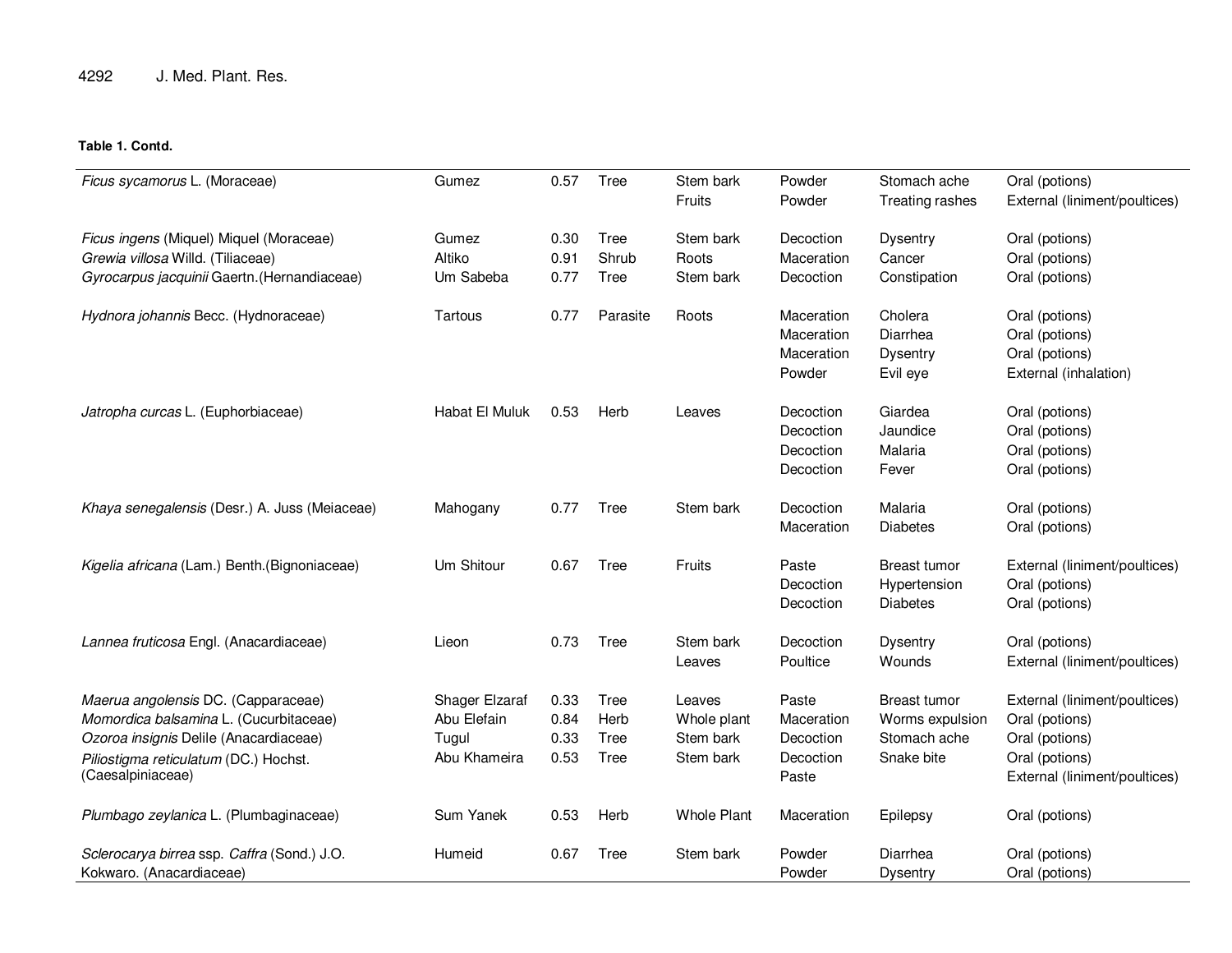**Table 1. Contd.**

| | | | | | | | |
|---|---|---|---|---|---|---|---|
| *Ficus sycamorus* L. (Moraceae) | Gumez | 0.57 | Tree | Stem bark | Powder | Stomach ache | Oral (potions) |
| | | | | Fruits | Powder | Treating rashes | External (liniment/poultices) |
| *Ficus ingens* (Miquel) Miquel (Moraceae) | Gumez | 0.30 | Tree | Stem bark | Decoction | Dysentry | Oral (potions) |
| *Grewia villosa* Willd. (Tiliaceae) | Altiko | 0.91 | Shrub | Roots | Maceration | Cancer | Oral (potions) |
| *Gyrocarpus jacquinii* Gaertn.(Hernandiaceae) | Um Sabeba | 0.77 | Tree | Stem bark | Decoction | Constipation | Oral (potions) |
| *Hydnora johannis* Becc. (Hydnoraceae) | Tartous | 0.77 | Parasite | Roots | Maceration | Cholera | Oral (potions) |
| | | | | | Maceration | Diarrhea | Oral (potions) |
| | | | | | Maceration | Dysentry | Oral (potions) |
| | | | | | Powder | Evil eye | External (inhalation) |
| *Jatropha curcas* L. (Euphorbiaceae) | Habat El Muluk | 0.53 | Herb | Leaves | Decoction | Giardea | Oral (potions) |
| | | | | | Decoction | Jaundice | Oral (potions) |
| | | | | | Decoction | Malaria | Oral (potions) |
| | | | | | Decoction | Fever | Oral (potions) |
| *Khaya senegalensis* (Desr.) A. Juss (Meiaceae) | Mahogany | 0.77 | Tree | Stem bark | Decoction | Malaria | Oral (potions) |
| | | | | | Maceration | Diabetes | Oral (potions) |
| *Kigelia africana* (Lam.) Benth.(Bignoniaceae) | Um Shitour | 0.67 | Tree | Fruits | Paste | Breast tumor | External (liniment/poultices) |
| | | | | | Decoction | Hypertension | Oral (potions) |
| | | | | | Decoction | Diabetes | Oral (potions) |
| *Lannea fruticosa* Engl. (Anacardiaceae) | Lieon | 0.73 | Tree | Stem bark | Decoction | Dysentry | Oral (potions) |
| | | | | Leaves | Poultice | Wounds | External (liniment/poultices) |
| *Maerua angolensis* DC. (Capparaceae) | Shager Elzaraf | 0.33 | Tree | Leaves | Paste | Breast tumor | External (liniment/poultices) |
| *Momordica balsamina* L. (Cucurbitaceae) | Abu Elefain | 0.84 | Herb | Whole plant | Maceration | Worms expulsion | Oral (potions) |
| *Ozoroa insignis* Delile (Anacardiaceae) | Tugul | 0.33 | Tree | Stem bark | Decoction | Stomach ache | Oral (potions) |
| *Piliostigma reticulatum* (DC.) Hochst. (Caesalpiniaceae) | Abu Khameira | 0.53 | Tree | Stem bark | Decoction | Snake bite | Oral (potions) |
| | | | | | Paste | | External (liniment/poultices) |
| *Plumbago zeylanica* L. (Plumbaginaceae) | Sum Yanek | 0.53 | Herb | Whole Plant | Maceration | Epilepsy | Oral (potions) |
| *Sclerocarya birrea* ssp. *Caffra* (Sond.) J.O. Kokwaro. (Anacardiaceae) | Humeid | 0.67 | Tree | Stem bark | Powder | Diarrhea | Oral (potions) |
| | | | | | Powder | Dysentry | Oral (potions) |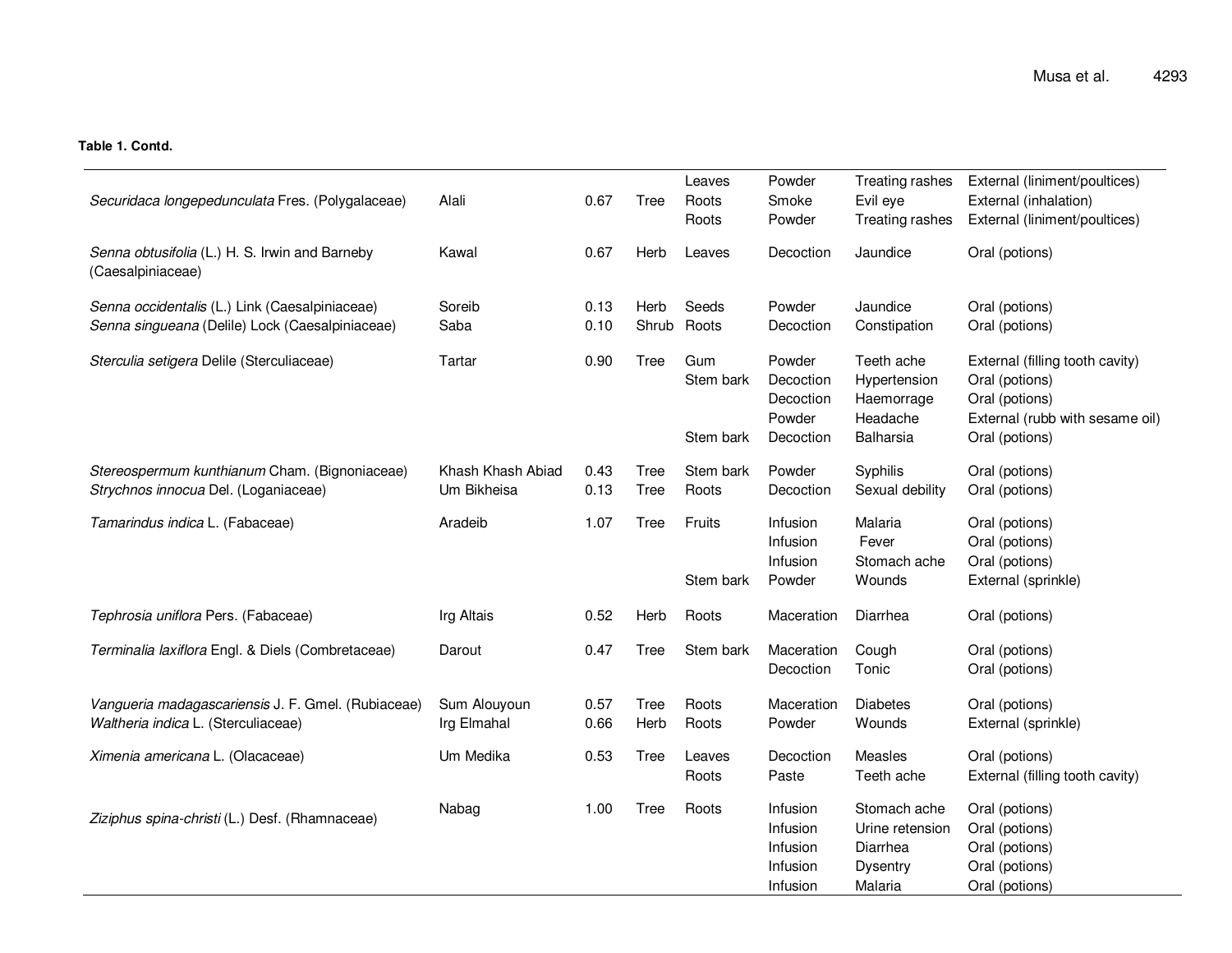**Table 1. Contd.**

| | | | | | | | |
|---|---|---|---|---|---|---|---|
| *Securidaca longepedunculata* Fres. (Polygalaceae) | Alali | 0.67 | Tree | Leaves | Powder | Treating rashes | External (liniment/poultices) |
| | | | | Roots | Smoke | Evil eye | External (inhalation) |
| | | | | Roots | Powder | Treating rashes | External (liniment/poultices) |
| *Senna obtusifolia* (L.) H. S. Irwin and Barneby (Caesalpiniaceae) | Kawal | 0.67 | Herb | Leaves | Decoction | Jaundice | Oral (potions) |
| *Senna occidentalis* (L.) Link (Caesalpiniaceae) | Soreib | 0.13 | Herb | Seeds | Powder | Jaundice | Oral (potions) |
| *Senna singueana* (Delile) Lock (Caesalpiniaceae) | Saba | 0.10 | Shrub | Roots | Decoction | Constipation | Oral (potions) |
| *Sterculia setigera* Delile (Sterculiaceae) | Tartar | 0.90 | Tree | Gum | Powder | Teeth ache | External (filling tooth cavity) |
| | | | | Stem bark | Decoction | Hypertension | Oral (potions) |
| | | | | | Decoction | Haemorrage | Oral (potions) |
| | | | | | Powder | Headache | External (rubb with sesame oil) |
| | | | | Stem bark | Decoction | Balharsia | Oral (potions) |
| *Stereospermum kunthianum* Cham. (Bignoniaceae) | Khash Khash Abiad | 0.43 | Tree | Stem bark | Powder | Syphilis | Oral (potions) |
| *Strychnos innocua* Del. (Loganiaceae) | Um Bikheisa | 0.13 | Tree | Roots | Decoction | Sexual debility | Oral (potions) |
| *Tamarindus indica* L. (Fabaceae) | Aradeib | 1.07 | Tree | Fruits | Infusion | Malaria | Oral (potions) |
| | | | | | Infusion | Fever | Oral (potions) |
| | | | | | Infusion | Stomach ache | Oral (potions) |
| | | | | Stem bark | Powder | Wounds | External (sprinkle) |
| *Tephrosia uniflora* Pers. (Fabaceae) | Irg Altais | 0.52 | Herb | Roots | Maceration | Diarrhea | Oral (potions) |
| *Terminalia laxiflora* Engl. & Diels (Combretaceae) | Darout | 0.47 | Tree | Stem bark | Maceration | Cough | Oral (potions) |
| | | | | | Decoction | Tonic | Oral (potions) |
| *Vangueria madagascariensis* J. F. Gmel. (Rubiaceae) | Sum Alouyoun | 0.57 | Tree | Roots | Maceration | Diabetes | Oral (potions) |
| *Waltheria indica* L. (Sterculiaceae) | Irg Elmahal | 0.66 | Herb | Roots | Powder | Wounds | External (sprinkle) |
| *Ximenia americana* L. (Olacaceae) | Um Medika | 0.53 | Tree | Leaves | Decoction | Measles | Oral (potions) |
| | | | | Roots | Paste | Teeth ache | External (filling tooth cavity) |
| *Ziziphus spina-christi* (L.) Desf. (Rhamnaceae) | Nabag | 1.00 | Tree | Roots | Infusion | Stomach ache | Oral (potions) |
| | | | | | Infusion | Urine retension | Oral (potions) |
| | | | | | Infusion | Diarrhea | Oral (potions) |
| | | | | | Infusion | Dysentry | Oral (potions) |
| | | | | | Infusion | Malaria | Oral (potions) |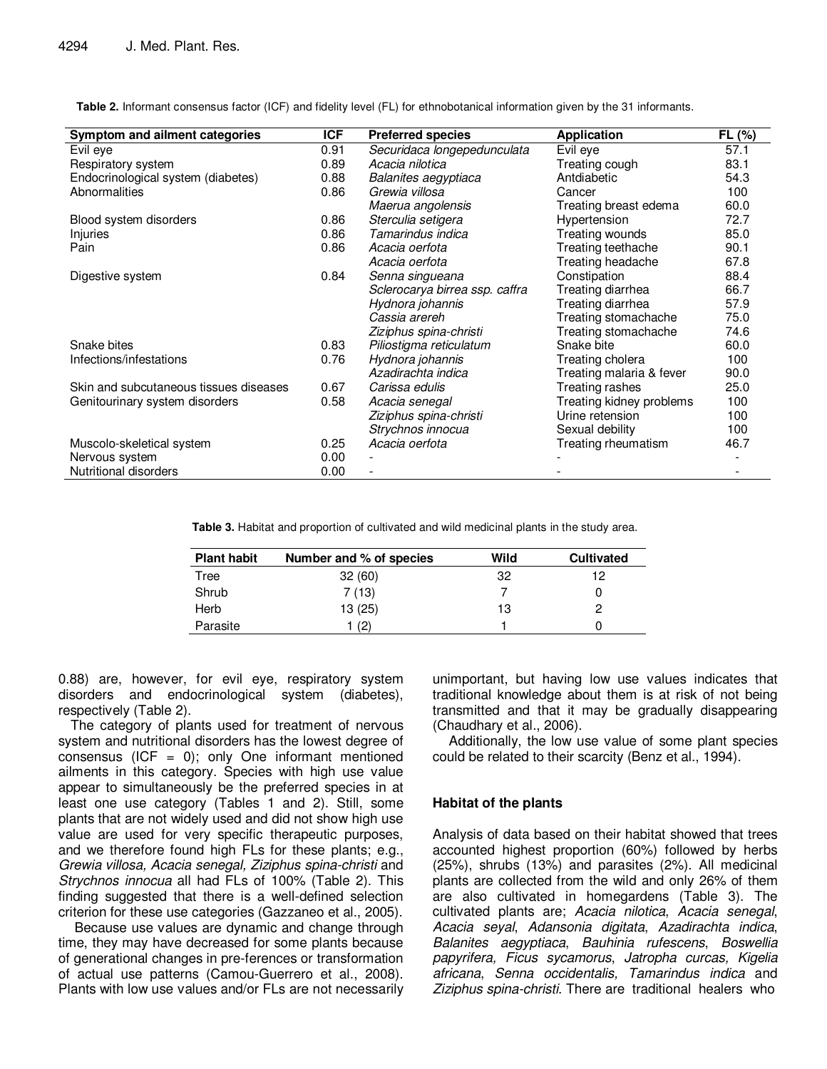**Table 2.** Informant consensus factor (ICF) and fidelity level (FL) for ethnobotanical information given by the 31 informants.

| Symptom and ailment categories | ICF | Preferred species | Application | FL (%) |
|---|---|---|---|---|
| Evil eye | 0.91 | *Securidaca longepedunculata* | Evil eye | 57.1 |
| Respiratory system | 0.89 | *Acacia nilotica* | Treating cough | 83.1 |
| Endocrinological system (diabetes) | 0.88 | *Balanites aegyptiaca* | Antdiabetic | 54.3 |
| Abnormalities | 0.86 | *Grewia villosa* | Cancer | 100 |
| | | *Maerua angolensis* | Treating breast edema | 60.0 |
| Blood system disorders | 0.86 | *Sterculia setigera* | Hypertension | 72.7 |
| Injuries | 0.86 | *Tamarindus indica* | Treating wounds | 85.0 |
| Pain | 0.86 | *Acacia oerfota* | Treating teethache | 90.1 |
| | | *Acacia oerfota* | Treating headache | 67.8 |
| Digestive system | 0.84 | *Senna singueana* | Constipation | 88.4 |
| | | *Sclerocarya birrea ssp. caffra* | Treating diarrhea | 66.7 |
| | | *Hydnora johannis* | Treating diarrhea | 57.9 |
| | | *Cassia arereh* | Treating stomachache | 75.0 |
| | | *Ziziphus spina-christi* | Treating stomachache | 74.6 |
| Snake bites | 0.83 | *Piliostigma reticulatum* | Snake bite | 60.0 |
| Infections/infestations | 0.76 | *Hydnora johannis* | Treating cholera | 100 |
| | | *Azadirachta indica* | Treating malaria & fever | 90.0 |
| Skin and subcutaneous tissues diseases | 0.67 | *Carissa edulis* | Treating rashes | 25.0 |
| Genitourinary system disorders | 0.58 | *Acacia senegal* | Treating kidney problems | 100 |
| | | *Ziziphus spina-christi* | Urine retension | 100 |
| | | *Strychnos innocua* | Sexual debility | 100 |
| Muscolo-skeletical system | 0.25 | *Acacia oerfota* | Treating rheumatism | 46.7 |
| Nervous system | 0.00 | - | - | - |
| Nutritional disorders | 0.00 | - | - | - |

**Table 3.** Habitat and proportion of cultivated and wild medicinal plants in the study area.

| Plant habit | Number and % of species | Wild | Cultivated |
|---|---|---|---|
| Tree | 32 (60) | 32 | 12 |
| Shrub | 7 (13) | 7 | 0 |
| Herb | 13 (25) | 13 | 2 |
| Parasite | 1 (2) | 1 | 0 |

0.88) are, however, for evil eye, respiratory system disorders and endocrinological system (diabetes), respectively (Table 2).

The category of plants used for treatment of nervous system and nutritional disorders has the lowest degree of consensus (ICF = 0); only One informant mentioned ailments in this category. Species with high use value appear to simultaneously be the preferred species in at least one use category (Tables 1 and 2). Still, some plants that are not widely used and did not show high use value are used for very specific therapeutic purposes, and we therefore found high FLs for these plants; e.g., *Grewia villosa, Acacia senegal, Ziziphus spina-christi* and *Strychnos innocua* all had FLs of 100% (Table 2). This finding suggested that there is a well-defined selection criterion for these use categories (Gazzaneo et al., 2005).

Because use values are dynamic and change through time, they may have decreased for some plants because of generational changes in pre-ferences or transformation of actual use patterns (Camou-Guerrero et al., 2008). Plants with low use values and/or FLs are not necessarily unimportant, but having low use values indicates that traditional knowledge about them is at risk of not being transmitted and that it may be gradually disappearing (Chaudhary et al., 2006).

Additionally, the low use value of some plant species could be related to their scarcity (Benz et al., 1994).

## Habitat of the plants

Analysis of data based on their habitat showed that trees accounted highest proportion (60%) followed by herbs (25%), shrubs (13%) and parasites (2%). All medicinal plants are collected from the wild and only 26% of them are also cultivated in homegardens (Table 3). The cultivated plants are; *Acacia nilotica*, *Acacia senegal*, *Acacia seyal*, *Adansonia digitata*, *Azadirachta indica*, *Balanites aegyptiaca*, *Bauhinia rufescens*, *Boswellia papyrifera, Ficus sycamorus*, *Jatropha curcas, Kigelia africana*, *Senna occidentalis, Tamarindus indica* and *Ziziphus spina-christi*. There are traditional healers who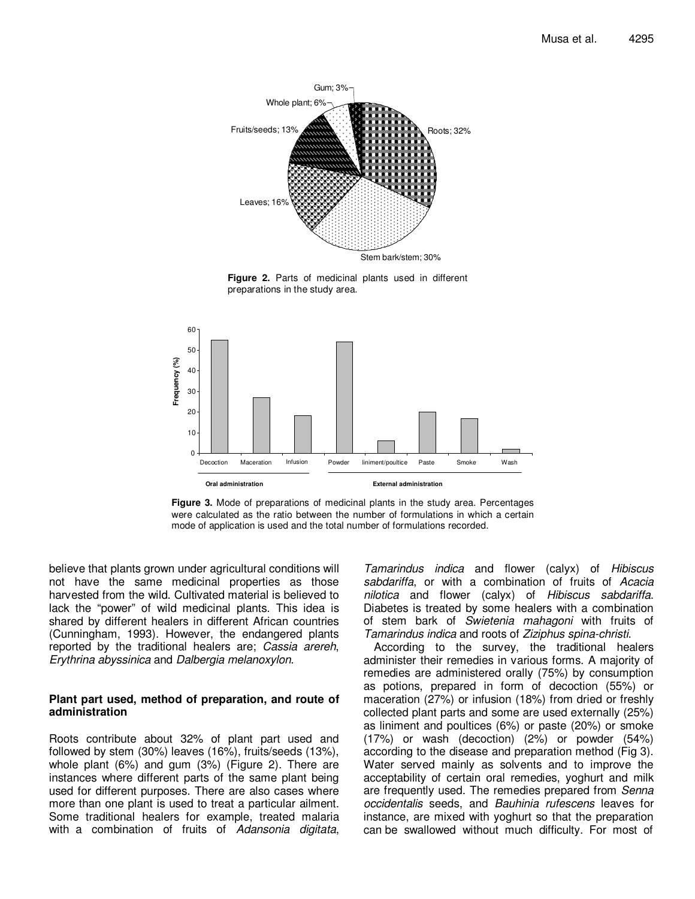Figure 2. Parts of medicinal plants used in different preparations in the study area.

Figure 3. Mode of preparations of medicinal plants in the study area. Percentages were calculated as the ratio between the number of formulations in which a certain mode of application is used and the total number of formulations recorded.

believe that plants grown under agricultural conditions will not have the same medicinal properties as those harvested from the wild. Cultivated material is believed to lack the "power" of wild medicinal plants. This idea is shared by different healers in different African countries (Cunningham, 1993). However, the endangered plants reported by the traditional healers are; *Cassia arereh*, *Erythrina abyssinica* and *Dalbergia melanoxylon*.

### Plant part used, method of preparation, and route of administration

Roots contribute about 32% of plant part used and followed by stem (30%) leaves (16%), fruits/seeds (13%), whole plant (6%) and gum (3%) (Figure 2). There are instances where different parts of the same plant being used for different purposes. There are also cases where more than one plant is used to treat a particular ailment. Some traditional healers for example, treated malaria with a combination of fruits of *Adansonia digitata*, *Tamarindus indica* and flower (calyx) of *Hibiscus sabdariffa*, or with a combination of fruits of *Acacia nilotica* and flower (calyx) of *Hibiscus sabdariffa*. Diabetes is treated by some healers with a combination of stem bark of *Swietenia mahagoni* with fruits of *Tamarindus indica* and roots of *Ziziphus spina-christi*.

According to the survey, the traditional healers administer their remedies in various forms. A majority of remedies are administered orally (75%) by consumption as potions, prepared in form of decoction (55%) or maceration (27%) or infusion (18%) from dried or freshly collected plant parts and some are used externally (25%) as liniment and poultices (6%) or paste (20%) or smoke (17%) or wash (decoction) (2%) or powder (54%) according to the disease and preparation method (Fig 3). Water served mainly as solvents and to improve the acceptability of certain oral remedies, yoghurt and milk are frequently used. The remedies prepared from *Senna occidentalis* seeds, and *Bauhinia rufescens* leaves for instance, are mixed with yoghurt so that the preparation can be swallowed without much difficulty. For most of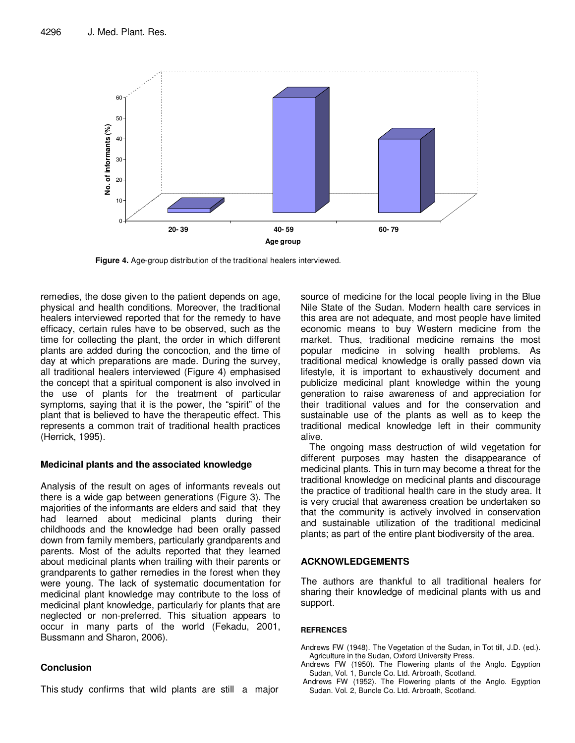Figure 4. Age-group distribution of the traditional healers interviewed.

remedies, the dose given to the patient depends on age, physical and health conditions. Moreover, the traditional healers interviewed reported that for the remedy to have efficacy, certain rules have to be observed, such as the time for collecting the plant, the order in which different plants are added during the concoction, and the time of day at which preparations are made. During the survey, all traditional healers interviewed (Figure 4) emphasised the concept that a spiritual component is also involved in the use of plants for the treatment of particular symptoms, saying that it is the power, the "spirit" of the plant that is believed to have the therapeutic effect. This represents a common trait of traditional health practices (Herrick, 1995).

### Medicinal plants and the associated knowledge

Analysis of the result on ages of informants reveals out there is a wide gap between generations (Figure 3). The majorities of the informants are elders and said that they had learned about medicinal plants during their childhoods and the knowledge had been orally passed down from family members, particularly grandparents and parents. Most of the adults reported that they learned about medicinal plants when trailing with their parents or grandparents to gather remedies in the forest when they were young. The lack of systematic documentation for medicinal plant knowledge may contribute to the loss of medicinal plant knowledge, particularly for plants that are neglected or non-preferred. This situation appears to occur in many parts of the world (Fekadu, 2001, Bussmann and Sharon, 2006).

## Conclusion

This study confirms that wild plants are still a major source of medicine for the local people living in the Blue Nile State of the Sudan. Modern health care services in this area are not adequate, and most people have limited economic means to buy Western medicine from the market. Thus, traditional medicine remains the most popular medicine in solving health problems. As traditional medical knowledge is orally passed down via lifestyle, it is important to exhaustively document and publicize medicinal plant knowledge within the young generation to raise awareness of and appreciation for their traditional values and for the conservation and sustainable use of the plants as well as to keep the traditional medical knowledge left in their community alive.

The ongoing mass destruction of wild vegetation for different purposes may hasten the disappearance of medicinal plants. This in turn may become a threat for the traditional knowledge on medicinal plants and discourage the practice of traditional health care in the study area. It is very crucial that awareness creation be undertaken so that the community is actively involved in conservation and sustainable utilization of the traditional medicinal plants; as part of the entire plant biodiversity of the area.

## ACKNOWLEDGEMENTS

The authors are thankful to all traditional healers for sharing their knowledge of medicinal plants with us and support.

### REFRENCES

Andrews FW (1948). The Vegetation of the Sudan, in Tot till, J.D. (ed.). Agriculture in the Sudan, Oxford University Press.

Andrews FW (1950). The Flowering plants of the Anglo. Egyption Sudan, Vol. 1, Buncle Co. Ltd. Arbroath, Scotland.

Andrews FW (1952). The Flowering plants of the Anglo. Egyption Sudan. Vol. 2, Buncle Co. Ltd. Arbroath, Scotland.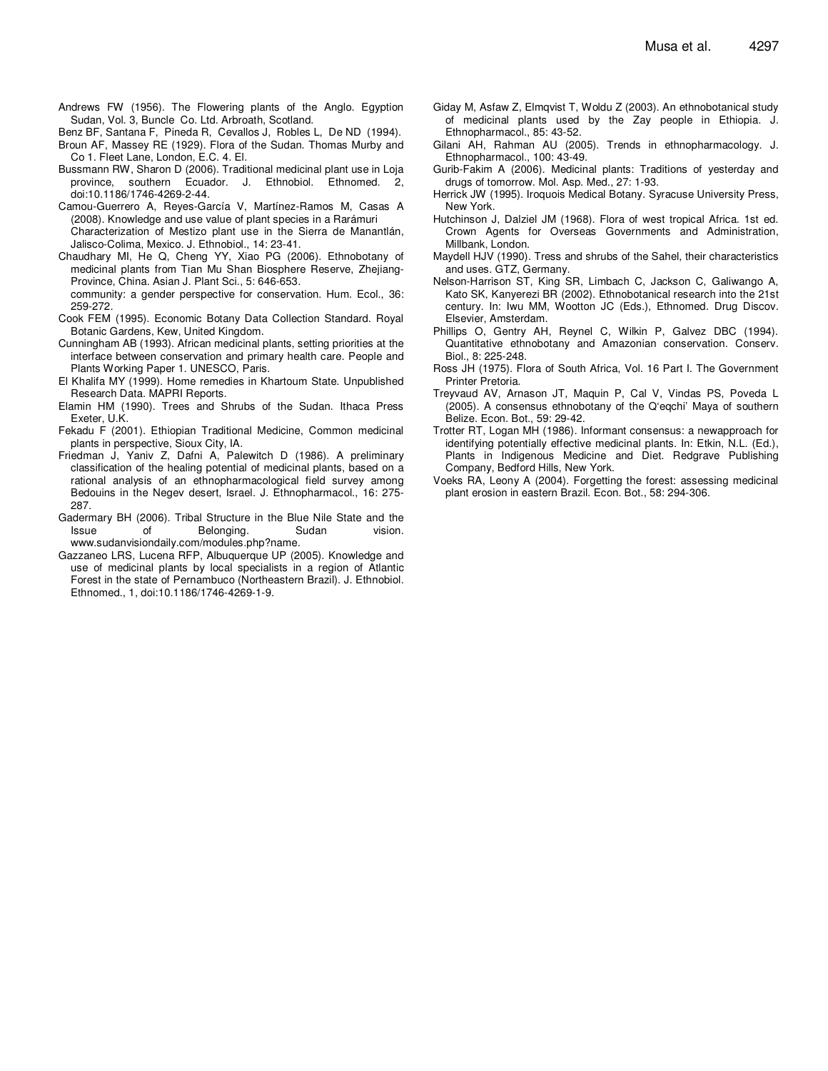Andrews FW (1956). The Flowering plants of the Anglo. Egyption Sudan, Vol. 3, Buncle Co. Ltd. Arbroath, Scotland.

Benz BF, Santana F, Pineda R, Cevallos J, Robles L, De ND (1994).

Broun AF, Massey RE (1929). Flora of the Sudan. Thomas Murby and Co 1. Fleet Lane, London, E.C. 4. El.

Bussmann RW, Sharon D (2006). Traditional medicinal plant use in Loja province, southern Ecuador. J. Ethnobiol. Ethnomed. 2, doi:10.1186/1746-4269-2-44.

Camou-Guerrero A, Reyes-García V, Martínez-Ramos M, Casas A (2008). Knowledge and use value of plant species in a Rarámuri Characterization of Mestizo plant use in the Sierra de Manantlán, Jalisco-Colima, Mexico. J. Ethnobiol., 14: 23-41.

Chaudhary MI, He Q, Cheng YY, Xiao PG (2006). Ethnobotany of medicinal plants from Tian Mu Shan Biosphere Reserve, Zhejiang-Province, China. Asian J. Plant Sci., 5: 646-653. community: a gender perspective for conservation. Hum. Ecol., 36: 259-272.

Cook FEM (1995). Economic Botany Data Collection Standard. Royal Botanic Gardens, Kew, United Kingdom.

Cunningham AB (1993). African medicinal plants, setting priorities at the interface between conservation and primary health care. People and Plants Working Paper 1. UNESCO, Paris.

El Khalifa MY (1999). Home remedies in Khartoum State. Unpublished Research Data. MAPRI Reports.

Elamin HM (1990). Trees and Shrubs of the Sudan. Ithaca Press Exeter, U.K.

Fekadu F (2001). Ethiopian Traditional Medicine, Common medicinal plants in perspective, Sioux City, IA.

Friedman J, Yaniv Z, Dafni A, Palewitch D (1986). A preliminary classification of the healing potential of medicinal plants, based on a rational analysis of an ethnopharmacological field survey among Bedouins in the Negev desert, Israel. J. Ethnopharmacol., 16: 275-287.

Gadermary BH (2006). Tribal Structure in the Blue Nile State and the Issue of Belonging. Sudan vision. www.sudanvisiondaily.com/modules.php?name.

Gazzaneo LRS, Lucena RFP, Albuquerque UP (2005). Knowledge and use of medicinal plants by local specialists in a region of Atlantic Forest in the state of Pernambuco (Northeastern Brazil). J. Ethnobiol. Ethnomed., 1, doi:10.1186/1746-4269-1-9.

Giday M, Asfaw Z, Elmqvist T, Woldu Z (2003). An ethnobotanical study of medicinal plants used by the Zay people in Ethiopia. J. Ethnopharmacol., 85: 43-52.

Gilani AH, Rahman AU (2005). Trends in ethnopharmacology. J. Ethnopharmacol., 100: 43-49.

Gurib-Fakim A (2006). Medicinal plants: Traditions of yesterday and drugs of tomorrow. Mol. Asp. Med., 27: 1-93.

Herrick JW (1995). Iroquois Medical Botany. Syracuse University Press, New York.

Hutchinson J, Dalziel JM (1968). Flora of west tropical Africa. 1st ed. Crown Agents for Overseas Governments and Administration, Millbank, London.

Maydell HJV (1990). Tress and shrubs of the Sahel, their characteristics and uses. GTZ, Germany.

Nelson-Harrison ST, King SR, Limbach C, Jackson C, Galiwango A, Kato SK, Kanyerezi BR (2002). Ethnobotanical research into the 21st century. In: Iwu MM, Wootton JC (Eds.), Ethnomed. Drug Discov. Elsevier, Amsterdam.

Phillips O, Gentry AH, Reynel C, Wilkin P, Galvez DBC (1994). Quantitative ethnobotany and Amazonian conservation. Conserv. Biol., 8: 225-248.

Ross JH (1975). Flora of South Africa, Vol. 16 Part I. The Government Printer Pretoria.

Treyvaud AV, Arnason JT, Maquin P, Cal V, Vindas PS, Poveda L (2005). A consensus ethnobotany of the Q'eqchi' Maya of southern Belize. Econ. Bot., 59: 29-42.

Trotter RT, Logan MH (1986). Informant consensus: a newapproach for identifying potentially effective medicinal plants. In: Etkin, N.L. (Ed.), Plants in Indigenous Medicine and Diet. Redgrave Publishing Company, Bedford Hills, New York.

Voeks RA, Leony A (2004). Forgetting the forest: assessing medicinal plant erosion in eastern Brazil. Econ. Bot., 58: 294-306.